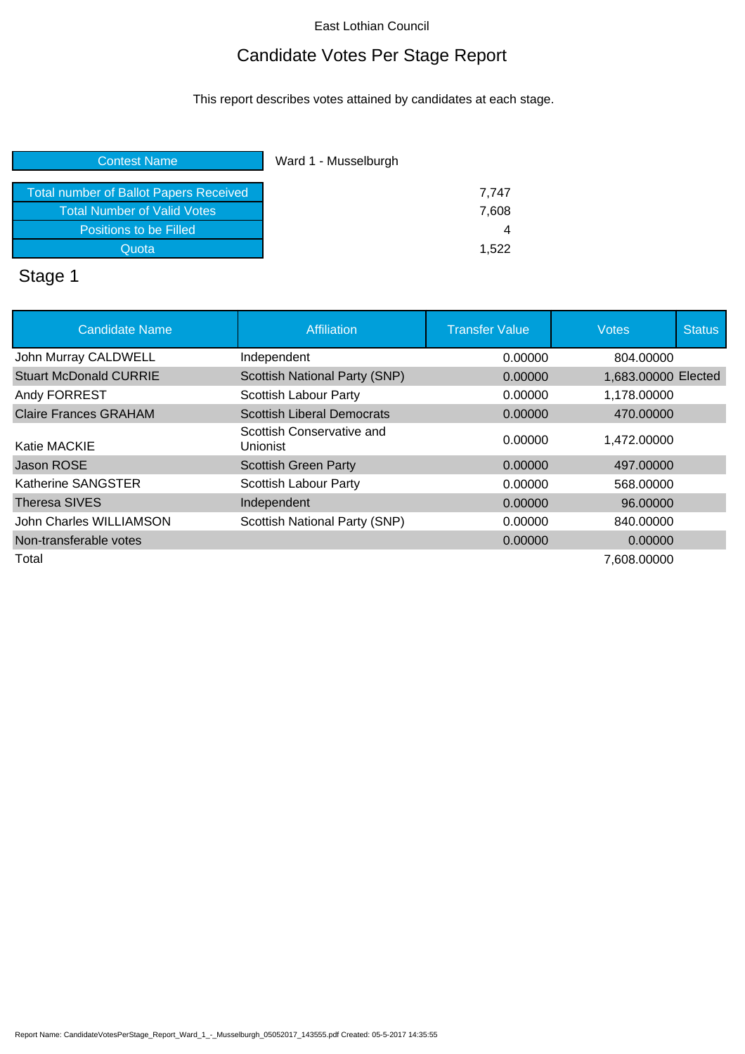East Lothian Council

# Candidate Votes Per Stage Report

This report describes votes attained by candidates at each stage.

| Contest Name | Ward 1 - Musselburgh |
| --- | --- |
| Total number of Ballot Papers Received | 7,747 |
| Total Number of Valid Votes | 7,608 |
| Positions to be Filled | 4 |
| Quota | 1,522 |

## Stage 1

| Candidate Name | Affiliation | Transfer Value | Votes | Status |
| --- | --- | --- | --- | --- |
| John Murray CALDWELL | Independent | 0.00000 | 804.00000 | |
| Stuart McDonald CURRIE | Scottish National Party (SNP) | 0.00000 | 1,683.00000 | Elected |
| Andy FORREST | Scottish Labour Party | 0.00000 | 1,178.00000 | |
| Claire Frances GRAHAM | Scottish Liberal Democrats | 0.00000 | 470.00000 | |
| Katie MACKIE | Scottish Conservative and Unionist | 0.00000 | 1,472.00000 | |
| Jason ROSE | Scottish Green Party | 0.00000 | 497.00000 | |
| Katherine SANGSTER | Scottish Labour Party | 0.00000 | 568.00000 | |
| Theresa SIVES | Independent | 0.00000 | 96.00000 | |
| John Charles WILLIAMSON | Scottish National Party (SNP) | 0.00000 | 840.00000 | |
| Non-transferable votes | | 0.00000 | 0.00000 | |
| Total | | | 7,608.00000 | |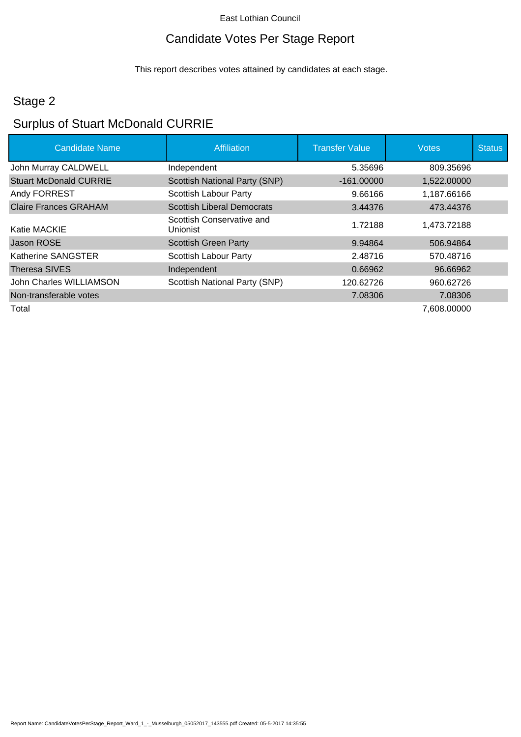East Lothian Council

# Candidate Votes Per Stage Report

This report describes votes attained by candidates at each stage.

## Stage 2

## Surplus of Stuart McDonald CURRIE

| Candidate Name | Affiliation | Transfer Value | Votes | Status |
|---|---|---|---|---|
| John Murray CALDWELL | Independent | 5.35696 | 809.35696 | |
| Stuart McDonald CURRIE | Scottish National Party (SNP) | -161.00000 | 1,522.00000 | |
| Andy FORREST | Scottish Labour Party | 9.66166 | 1,187.66166 | |
| Claire Frances GRAHAM | Scottish Liberal Democrats | 3.44376 | 473.44376 | |
| Katie MACKIE | Scottish Conservative and Unionist | 1.72188 | 1,473.72188 | |
| Jason ROSE | Scottish Green Party | 9.94864 | 506.94864 | |
| Katherine SANGSTER | Scottish Labour Party | 2.48716 | 570.48716 | |
| Theresa SIVES | Independent | 0.66962 | 96.66962 | |
| John Charles WILLIAMSON | Scottish National Party (SNP) | 120.62726 | 960.62726 | |
| Non-transferable votes | | 7.08306 | 7.08306 | |
| Total | | | 7,608.00000 | |

Report Name: CandidateVotesPerStage_Report_Ward_1_-_Musselburgh_05052017_143555.pdf Created: 05-5-2017 14:35:55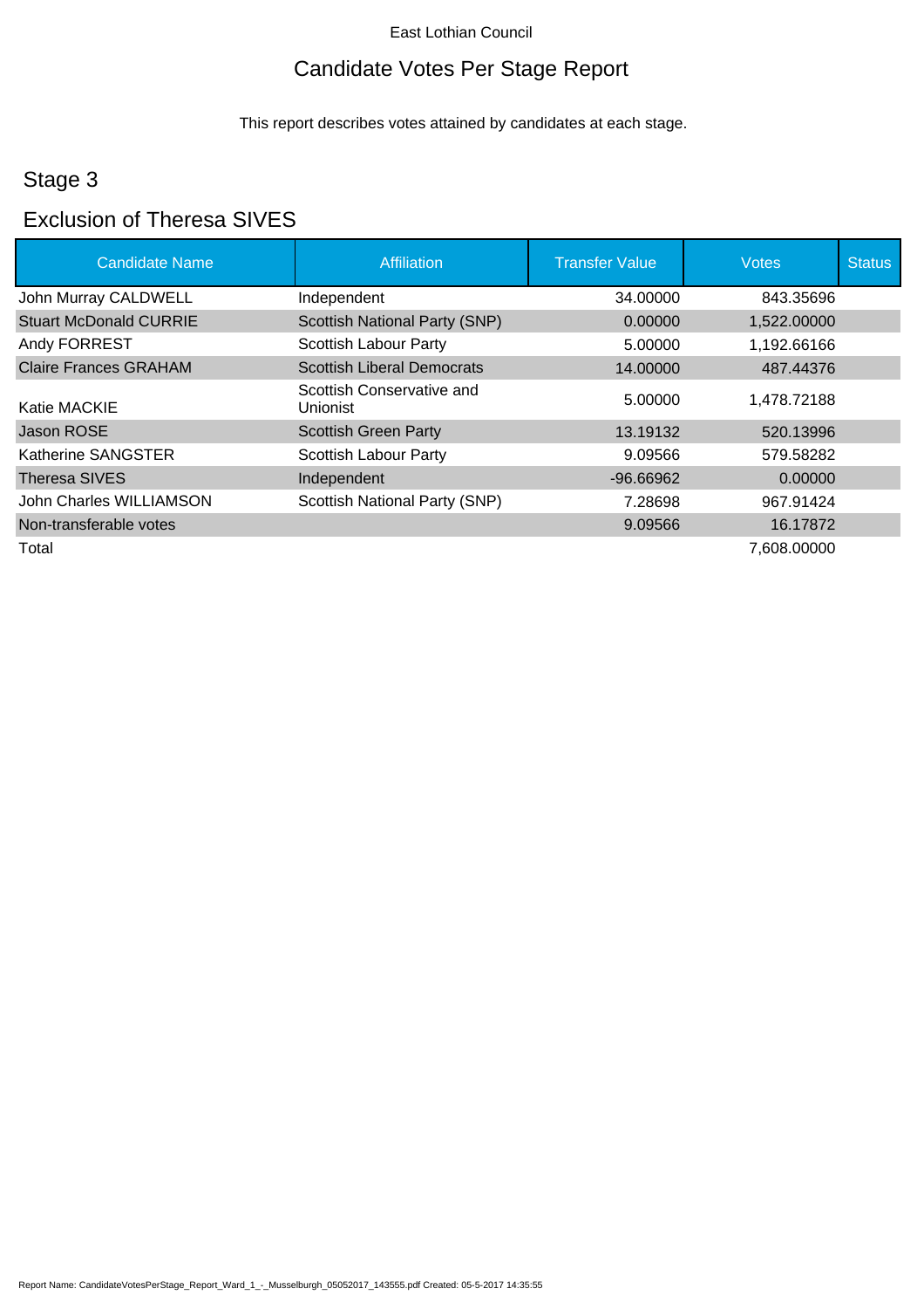East Lothian Council

# Candidate Votes Per Stage Report

This report describes votes attained by candidates at each stage.

## Stage 3

## Exclusion of Theresa SIVES

| Candidate Name | Affiliation | Transfer Value | Votes | Status |
|---|---|---|---|---|
| John Murray CALDWELL | Independent | 34.00000 | 843.35696 | |
| Stuart McDonald CURRIE | Scottish National Party (SNP) | 0.00000 | 1,522.00000 | |
| Andy FORREST | Scottish Labour Party | 5.00000 | 1,192.66166 | |
| Claire Frances GRAHAM | Scottish Liberal Democrats | 14.00000 | 487.44376 | |
| Katie MACKIE | Scottish Conservative and Unionist | 5.00000 | 1,478.72188 | |
| Jason ROSE | Scottish Green Party | 13.19132 | 520.13996 | |
| Katherine SANGSTER | Scottish Labour Party | 9.09566 | 579.58282 | |
| Theresa SIVES | Independent | -96.66962 | 0.00000 | |
| John Charles WILLIAMSON | Scottish National Party (SNP) | 7.28698 | 967.91424 | |
| Non-transferable votes | | 9.09566 | 16.17872 | |
| Total | | | 7,608.00000 | |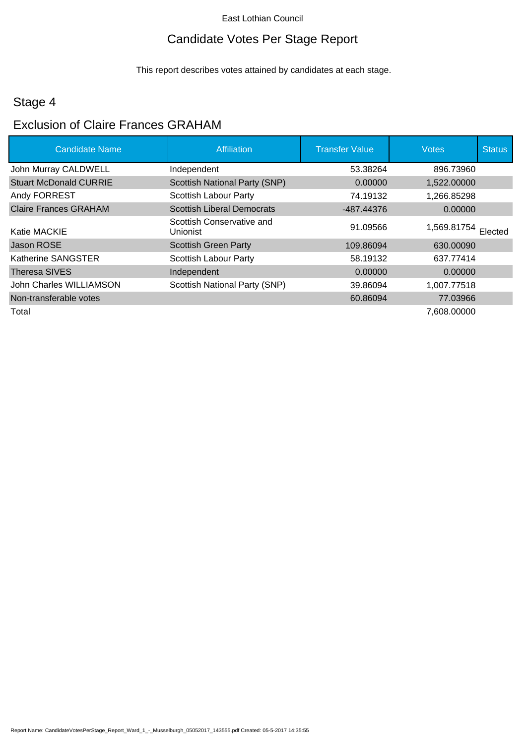East Lothian Council

# Candidate Votes Per Stage Report

This report describes votes attained by candidates at each stage.

## Stage 4

## Exclusion of Claire Frances GRAHAM

| Candidate Name | Affiliation | Transfer Value | Votes | Status |
|---|---|---|---|---|
| John Murray CALDWELL | Independent | 53.38264 | 896.73960 | |
| Stuart McDonald CURRIE | Scottish National Party (SNP) | 0.00000 | 1,522.00000 | |
| Andy FORREST | Scottish Labour Party | 74.19132 | 1,266.85298 | |
| Claire Frances GRAHAM | Scottish Liberal Democrats | -487.44376 | 0.00000 | |
| Katie MACKIE | Scottish Conservative and Unionist | 91.09566 | 1,569.81754 | Elected |
| Jason ROSE | Scottish Green Party | 109.86094 | 630.00090 | |
| Katherine SANGSTER | Scottish Labour Party | 58.19132 | 637.77414 | |
| Theresa SIVES | Independent | 0.00000 | 0.00000 | |
| John Charles WILLIAMSON | Scottish National Party (SNP) | 39.86094 | 1,007.77518 | |
| Non-transferable votes | | 60.86094 | 77.03966 | |
| Total | | | 7,608.00000 | |

Report Name: CandidateVotesPerStage_Report_Ward_1_-_Musselburgh_05052017_143555.pdf Created: 05-5-2017 14:35:55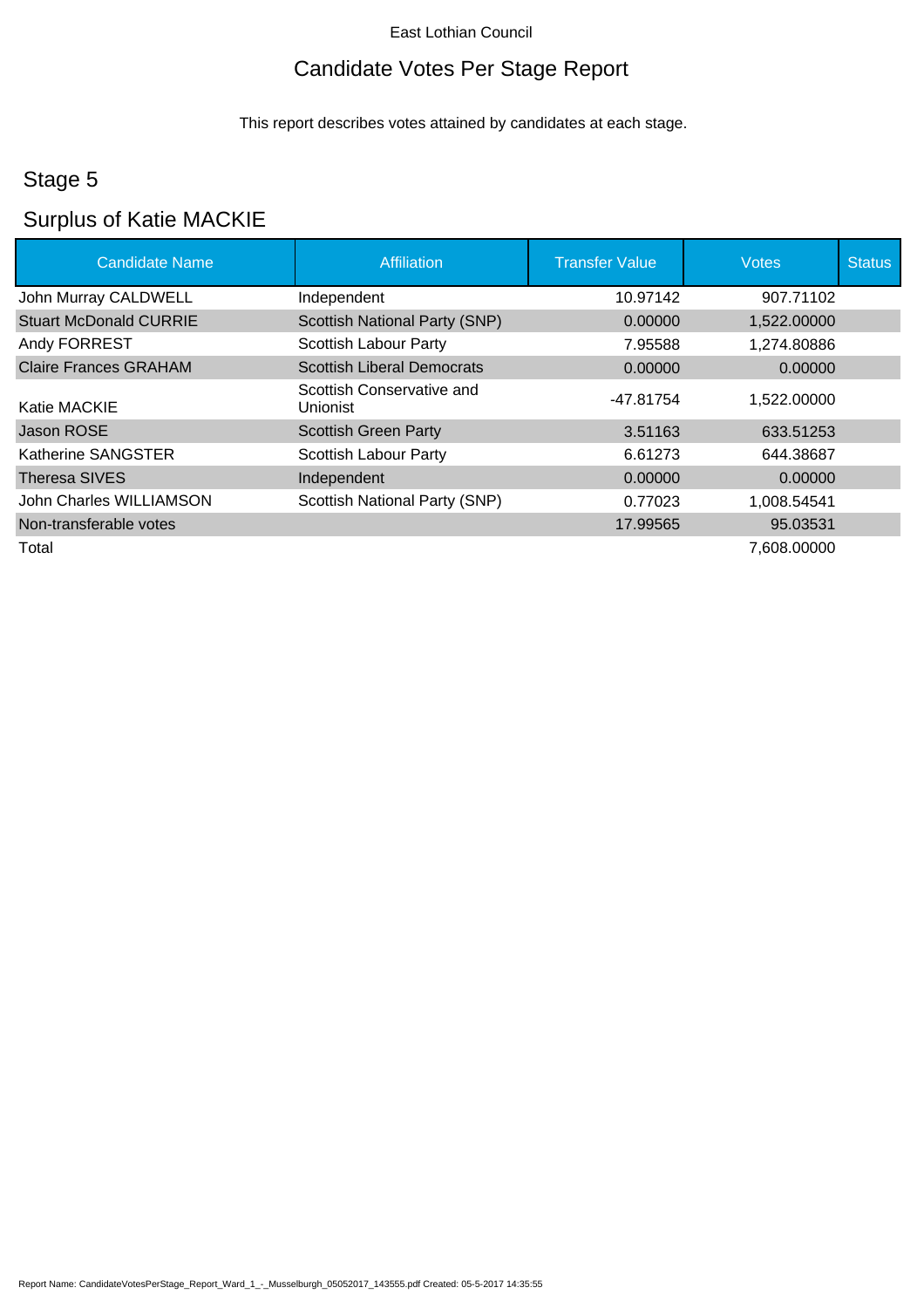East Lothian Council

# Candidate Votes Per Stage Report

This report describes votes attained by candidates at each stage.

## Stage 5

## Surplus of Katie MACKIE

| Candidate Name | Affiliation | Transfer Value | Votes | Status |
|---|---|---|---|---|
| John Murray CALDWELL | Independent | 10.97142 | 907.71102 | |
| Stuart McDonald CURRIE | Scottish National Party (SNP) | 0.00000 | 1,522.00000 | |
| Andy FORREST | Scottish Labour Party | 7.95588 | 1,274.80886 | |
| Claire Frances GRAHAM | Scottish Liberal Democrats | 0.00000 | 0.00000 | |
| Katie MACKIE | Scottish Conservative and Unionist | -47.81754 | 1,522.00000 | |
| Jason ROSE | Scottish Green Party | 3.51163 | 633.51253 | |
| Katherine SANGSTER | Scottish Labour Party | 6.61273 | 644.38687 | |
| Theresa SIVES | Independent | 0.00000 | 0.00000 | |
| John Charles WILLIAMSON | Scottish National Party (SNP) | 0.77023 | 1,008.54541 | |
| Non-transferable votes | | 17.99565 | 95.03531 | |
| Total | | | 7,608.00000 | |

Report Name: CandidateVotesPerStage_Report_Ward_1_-_Musselburgh_05052017_143555.pdf Created: 05-5-2017 14:35:55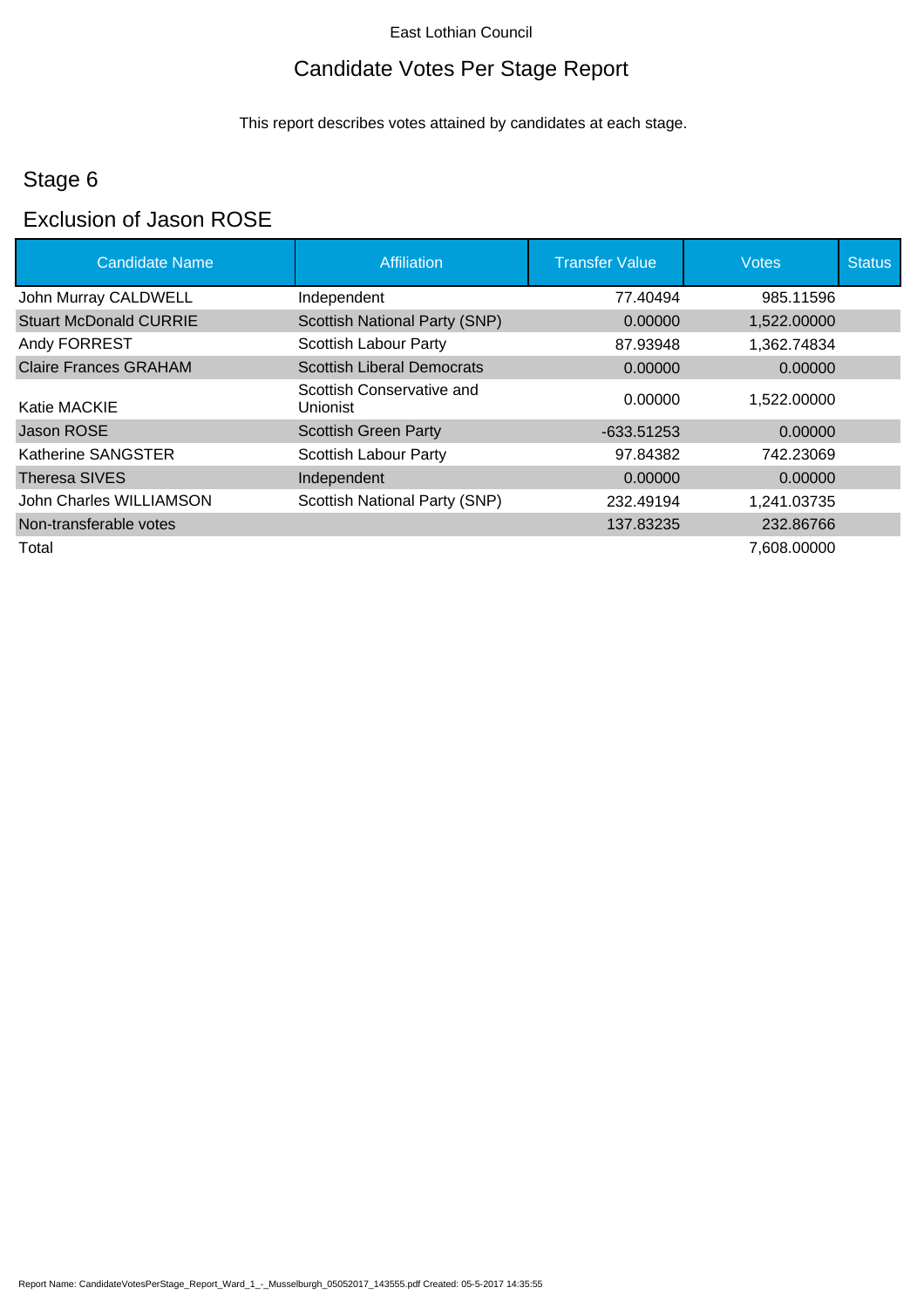East Lothian Council

# Candidate Votes Per Stage Report

This report describes votes attained by candidates at each stage.

## Stage 6

## Exclusion of Jason ROSE

| Candidate Name | Affiliation | Transfer Value | Votes | Status |
|---|---|---|---|---|
| John Murray CALDWELL | Independent | 77.40494 | 985.11596 | |
| Stuart McDonald CURRIE | Scottish National Party (SNP) | 0.00000 | 1,522.00000 | |
| Andy FORREST | Scottish Labour Party | 87.93948 | 1,362.74834 | |
| Claire Frances GRAHAM | Scottish Liberal Democrats | 0.00000 | 0.00000 | |
| Katie MACKIE | Scottish Conservative and Unionist | 0.00000 | 1,522.00000 | |
| Jason ROSE | Scottish Green Party | -633.51253 | 0.00000 | |
| Katherine SANGSTER | Scottish Labour Party | 97.84382 | 742.23069 | |
| Theresa SIVES | Independent | 0.00000 | 0.00000 | |
| John Charles WILLIAMSON | Scottish National Party (SNP) | 232.49194 | 1,241.03735 | |
| Non-transferable votes | | 137.83235 | 232.86766 | |
| Total | | | 7,608.00000 | |

Report Name: CandidateVotesPerStage_Report_Ward_1_-_Musselburgh_05052017_143555.pdf Created: 05-5-2017 14:35:55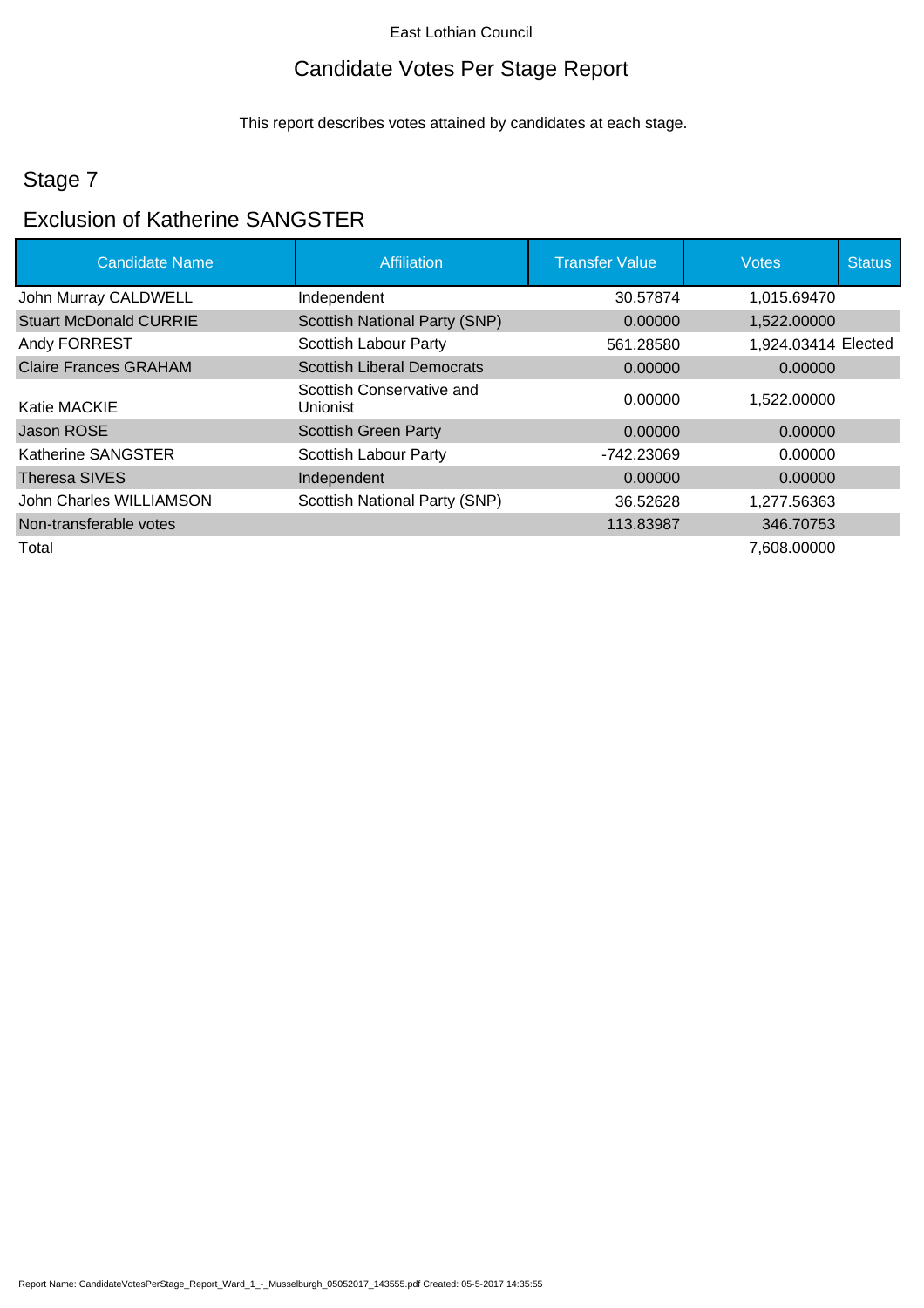East Lothian Council

# Candidate Votes Per Stage Report

This report describes votes attained by candidates at each stage.

## Stage 7

## Exclusion of Katherine SANGSTER

| Candidate Name | Affiliation | Transfer Value | Votes | Status |
|---|---|---|---|---|
| John Murray CALDWELL | Independent | 30.57874 | 1,015.69470 | |
| Stuart McDonald CURRIE | Scottish National Party (SNP) | 0.00000 | 1,522.00000 | |
| Andy FORREST | Scottish Labour Party | 561.28580 | 1,924.03414 | Elected |
| Claire Frances GRAHAM | Scottish Liberal Democrats | 0.00000 | 0.00000 | |
| Katie MACKIE | Scottish Conservative and Unionist | 0.00000 | 1,522.00000 | |
| Jason ROSE | Scottish Green Party | 0.00000 | 0.00000 | |
| Katherine SANGSTER | Scottish Labour Party | -742.23069 | 0.00000 | |
| Theresa SIVES | Independent | 0.00000 | 0.00000 | |
| John Charles WILLIAMSON | Scottish National Party (SNP) | 36.52628 | 1,277.56363 | |
| Non-transferable votes | | 113.83987 | 346.70753 | |
| Total | | | 7,608.00000 | |

Report Name: CandidateVotesPerStage_Report_Ward_1_-_Musselburgh_05052017_143555.pdf Created: 05-5-2017 14:35:55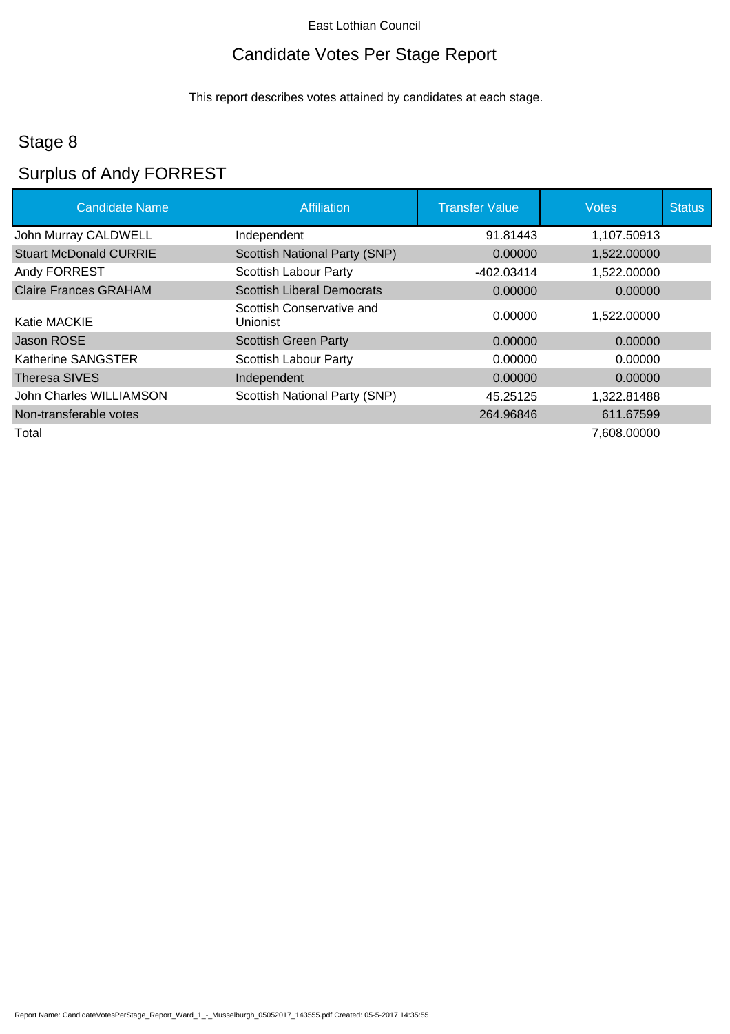East Lothian Council

# Candidate Votes Per Stage Report

This report describes votes attained by candidates at each stage.

## Stage 8

## Surplus of Andy FORREST

| Candidate Name | Affiliation | Transfer Value | Votes | Status |
|---|---|---|---|---|
| John Murray CALDWELL | Independent | 91.81443 | 1,107.50913 | |
| Stuart McDonald CURRIE | Scottish National Party (SNP) | 0.00000 | 1,522.00000 | |
| Andy FORREST | Scottish Labour Party | -402.03414 | 1,522.00000 | |
| Claire Frances GRAHAM | Scottish Liberal Democrats | 0.00000 | 0.00000 | |
| Katie MACKIE | Scottish Conservative and Unionist | 0.00000 | 1,522.00000 | |
| Jason ROSE | Scottish Green Party | 0.00000 | 0.00000 | |
| Katherine SANGSTER | Scottish Labour Party | 0.00000 | 0.00000 | |
| Theresa SIVES | Independent | 0.00000 | 0.00000 | |
| John Charles WILLIAMSON | Scottish National Party (SNP) | 45.25125 | 1,322.81488 | |
| Non-transferable votes | | 264.96846 | 611.67599 | |
| Total | | | 7,608.00000 | |

Report Name: CandidateVotesPerStage_Report_Ward_1_-_Musselburgh_05052017_143555.pdf Created: 05-5-2017 14:35:55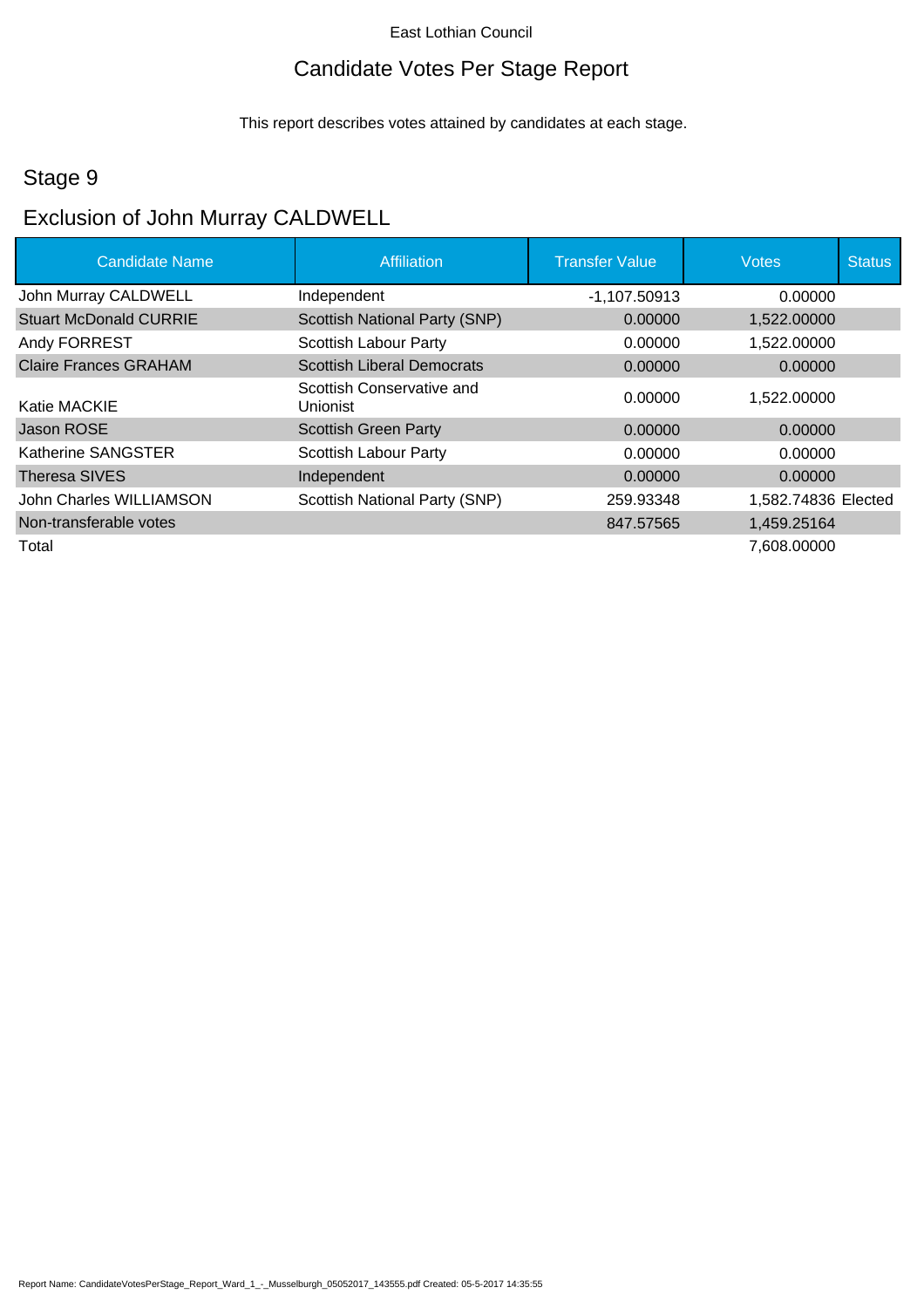East Lothian Council

# Candidate Votes Per Stage Report

This report describes votes attained by candidates at each stage.

## Stage 9

## Exclusion of John Murray CALDWELL

| Candidate Name | Affiliation | Transfer Value | Votes | Status |
|---|---|---|---|---|
| John Murray CALDWELL | Independent | -1,107.50913 | 0.00000 | |
| Stuart McDonald CURRIE | Scottish National Party (SNP) | 0.00000 | 1,522.00000 | |
| Andy FORREST | Scottish Labour Party | 0.00000 | 1,522.00000 | |
| Claire Frances GRAHAM | Scottish Liberal Democrats | 0.00000 | 0.00000 | |
| Katie MACKIE | Scottish Conservative and Unionist | 0.00000 | 1,522.00000 | |
| Jason ROSE | Scottish Green Party | 0.00000 | 0.00000 | |
| Katherine SANGSTER | Scottish Labour Party | 0.00000 | 0.00000 | |
| Theresa SIVES | Independent | 0.00000 | 0.00000 | |
| John Charles WILLIAMSON | Scottish National Party (SNP) | 259.93348 | 1,582.74836 | Elected |
| Non-transferable votes | | 847.57565 | 1,459.25164 | |
| Total | | | 7,608.00000 | |

Report Name: CandidateVotesPerStage_Report_Ward_1_-_Musselburgh_05052017_143555.pdf Created: 05-5-2017 14:35:55